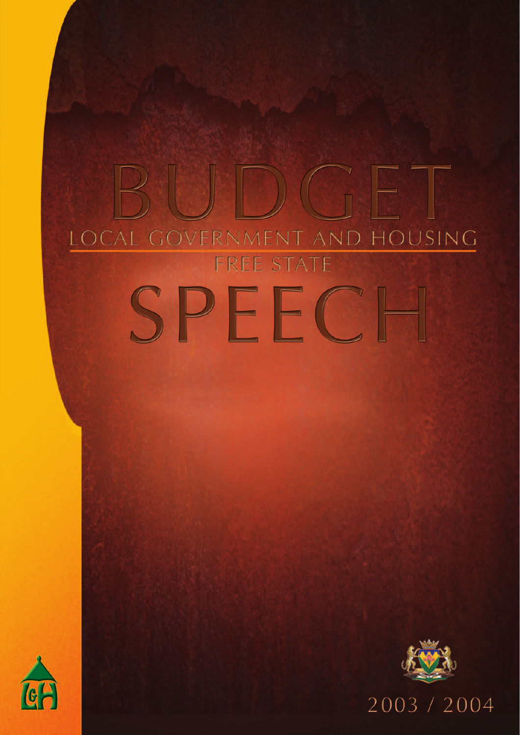# BUDGET

LOCAL GOVERNMENT AND HOUSING

FREE STATE

# SPEECH

2003 / 2004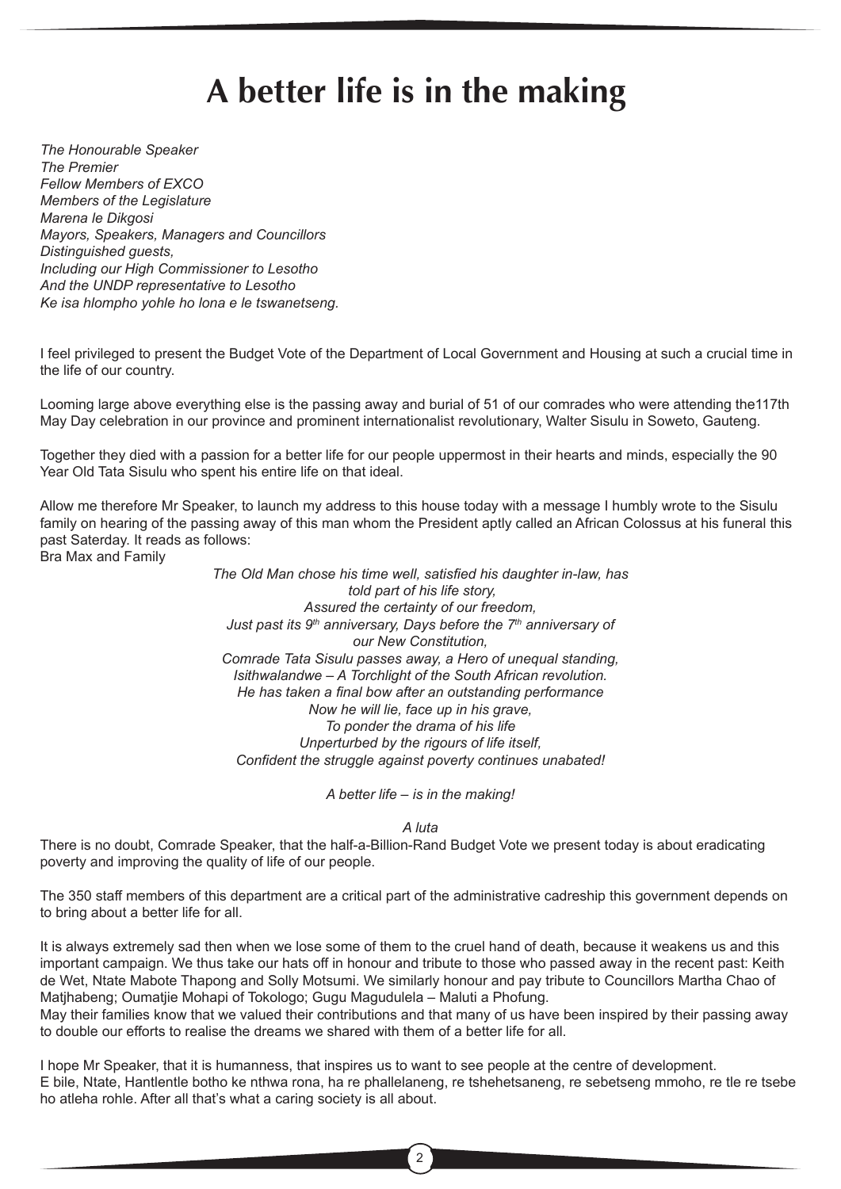# A better life is in the making

*The Honourable Speaker*
*The Premier*
*Fellow Members of EXCO*
*Members of the Legislature*
*Marena le Dikgosi*
*Mayors, Speakers, Managers and Councillors*
*Distinguished guests,*
*Including our High Commissioner to Lesotho*
*And the UNDP representative to Lesotho*
*Ke isa hlompho yohle ho lona e le tswanetseng.*

I feel privileged to present the Budget Vote of the Department of Local Government and Housing at such a crucial time in the life of our country.

Looming large above everything else is the passing away and burial of 51 of our comrades who were attending the117th May Day celebration in our province and prominent internationalist revolutionary, Walter Sisulu in Soweto, Gauteng.

Together they died with a passion for a better life for our people uppermost in their hearts and minds, especially the 90 Year Old Tata Sisulu who spent his entire life on that ideal.

Allow me therefore Mr Speaker, to launch my address to this house today with a message I humbly wrote to the Sisulu family on hearing of the passing away of this man whom the President aptly called an African Colossus at his funeral this past Saterday. It reads as follows:
Bra Max and Family

*The Old Man chose his time well, satisfied his daughter in-law, has told part of his life story,*
*Assured the certainty of our freedom,*
*Just past its 9th anniversary, Days before the 7th anniversary of our New Constitution,*
*Comrade Tata Sisulu passes away, a Hero of unequal standing,*
*Isithwalandwe – A Torchlight of the South African revolution.*
*He has taken a final bow after an outstanding performance*
*Now he will lie, face up in his grave,*
*To ponder the drama of his life*
*Unperturbed by the rigours of life itself,*
*Confident the struggle against poverty continues unabated!*

*A better life – is in the making!*

*A luta*

There is no doubt, Comrade Speaker, that the half-a-Billion-Rand Budget Vote we present today is about eradicating poverty and improving the quality of life of our people.

The 350 staff members of this department are a critical part of the administrative cadreship this government depends on to bring about a better life for all.

It is always extremely sad then when we lose some of them to the cruel hand of death, because it weakens us and this important campaign. We thus take our hats off in honour and tribute to those who passed away in the recent past: Keith de Wet, Ntate Mabote Thapong and Solly Motsumi. We similarly honour and pay tribute to Councillors Martha Chao of Matjhabeng; Oumatjie Mohapi of Tokologo; Gugu Magudulela – Maluti a Phofung.
May their families know that we valued their contributions and that many of us have been inspired by their passing away to double our efforts to realise the dreams we shared with them of a better life for all.

I hope Mr Speaker, that it is humanness, that inspires us to want to see people at the centre of development.
E bile, Ntate, Hantlentle botho ke nthwa rona, ha re phallelaneng, re tshehetsaneng, re sebetseng mmoho, re tle re tsebe ho atleha rohle. After all that's what a caring society is all about.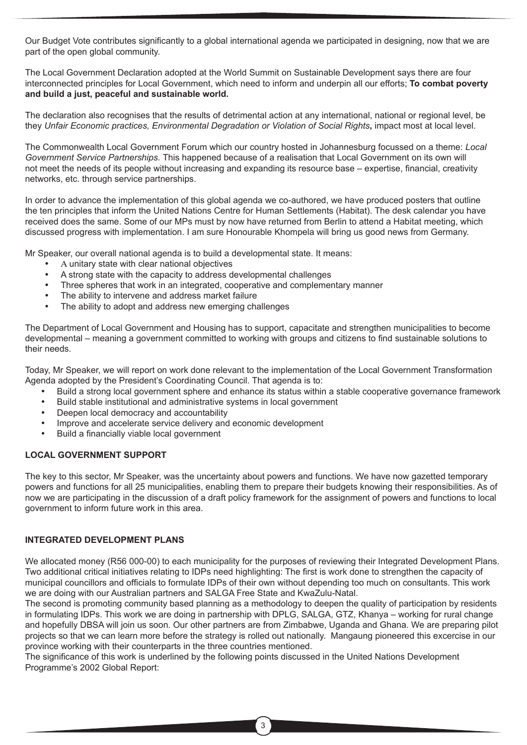Our Budget Vote contributes significantly to a global international agenda we participated in designing, now that we are part of the open global community.

The Local Government Declaration adopted at the World Summit on Sustainable Development says there are four interconnected principles for Local Government, which need to inform and underpin all our efforts; **To combat poverty and build a just, peaceful and sustainable world.**

The declaration also recognises that the results of detrimental action at any international, national or regional level, be they *Unfair Economic practices, Environmental Degradation or Violation of Social Rights***,** impact most at local level.

The Commonwealth Local Government Forum which our country hosted in Johannesburg focussed on a theme: *Local Government Service Partnerships.* This happened because of a realisation that Local Government on its own will not meet the needs of its people without increasing and expanding its resource base – expertise, financial, creativity networks, etc. through service partnerships.

In order to advance the implementation of this global agenda we co-authored, we have produced posters that outline the ten principles that inform the United Nations Centre for Human Settlements (Habitat). The desk calendar you have received does the same. Some of our MPs must by now have returned from Berlin to attend a Habitat meeting, which discussed progress with implementation. I am sure Honourable Khompela will bring us good news from Germany.

Mr Speaker, our overall national agenda is to build a developmental state. It means:

- A unitary state with clear national objectives
- A strong state with the capacity to address developmental challenges
- Three spheres that work in an integrated, cooperative and complementary manner
- The ability to intervene and address market failure
- The ability to adopt and address new emerging challenges

The Department of Local Government and Housing has to support, capacitate and strengthen municipalities to become developmental – meaning a government committed to working with groups and citizens to find sustainable solutions to their needs.

Today, Mr Speaker, we will report on work done relevant to the implementation of the Local Government Transformation Agenda adopted by the President's Coordinating Council. That agenda is to:

- Build a strong local government sphere and enhance its status within a stable cooperative governance framework
- Build stable institutional and administrative systems in local government
- Deepen local democracy and accountability
- Improve and accelerate service delivery and economic development
- Build a financially viable local government

**LOCAL GOVERNMENT SUPPORT**

The key to this sector, Mr Speaker, was the uncertainty about powers and functions. We have now gazetted temporary powers and functions for all 25 municipalities, enabling them to prepare their budgets knowing their responsibilities. As of now we are participating in the discussion of a draft policy framework for the assignment of powers and functions to local government to inform future work in this area.

**INTEGRATED DEVELOPMENT PLANS**

We allocated money (R56 000-00) to each municipality for the purposes of reviewing their Integrated Development Plans. Two additional critical initiatives relating to IDPs need highlighting: The first is work done to strengthen the capacity of municipal councillors and officials to formulate IDPs of their own without depending too much on consultants. This work we are doing with our Australian partners and SALGA Free State and KwaZulu-Natal.

The second is promoting community based planning as a methodology to deepen the quality of participation by residents in formulating IDPs. This work we are doing in partnership with DPLG, SALGA, GTZ, Khanya – working for rural change and hopefully DBSA will join us soon. Our other partners are from Zimbabwe, Uganda and Ghana. We are preparing pilot projects so that we can learn more before the strategy is rolled out nationally. Mangaung pioneered this excercise in our province working with their counterparts in the three countries mentioned.

The significance of this work is underlined by the following points discussed in the United Nations Development Programme's 2002 Global Report: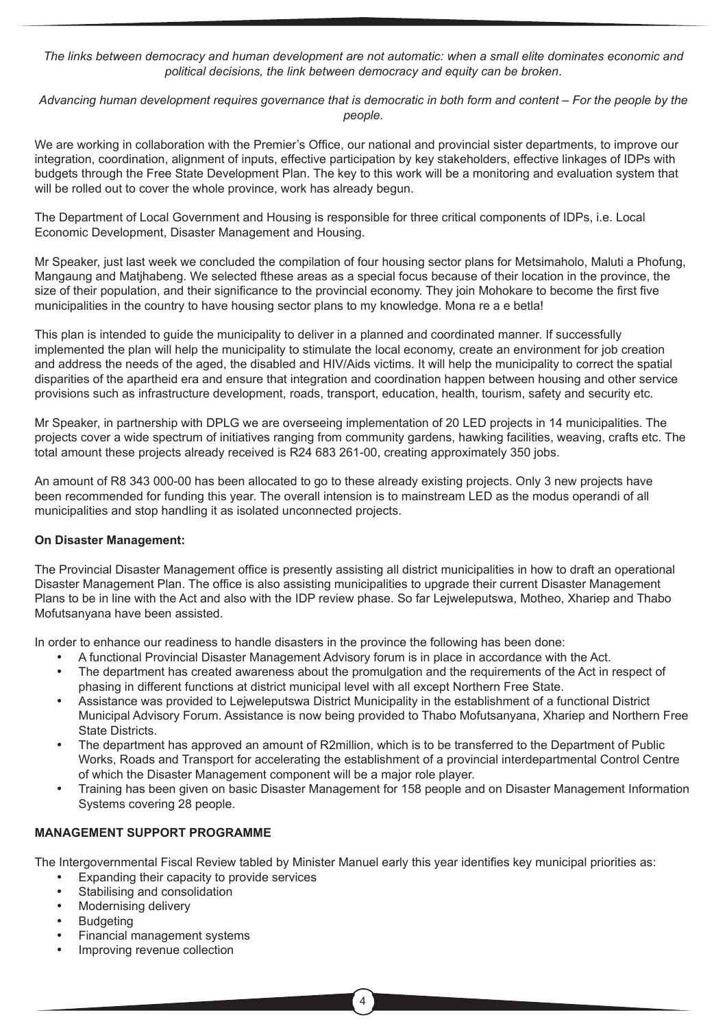*The links between democracy and human development are not automatic: when a small elite dominates economic and political decisions, the link between democracy and equity can be broken.*

*Advancing human development requires governance that is democratic in both form and content – For the people by the people.*

We are working in collaboration with the Premier's Office, our national and provincial sister departments, to improve our integration, coordination, alignment of inputs, effective participation by key stakeholders, effective linkages of IDPs with budgets through the Free State Development Plan. The key to this work will be a monitoring and evaluation system that will be rolled out to cover the whole province, work has already begun.

The Department of Local Government and Housing is responsible for three critical components of IDPs, i.e. Local Economic Development, Disaster Management and Housing.

Mr Speaker, just last week we concluded the compilation of four housing sector plans for Metsimaholo, Maluti a Phofung, Mangaung and Matjhabeng. We selected fthese areas as a special focus because of their location in the province, the size of their population, and their significance to the provincial economy. They join Mohokare to become the first five municipalities in the country to have housing sector plans to my knowledge. Mona re a e betla!

This plan is intended to guide the municipality to deliver in a planned and coordinated manner. If successfully implemented the plan will help the municipality to stimulate the local economy, create an environment for job creation and address the needs of the aged, the disabled and HIV/Aids victims. It will help the municipality to correct the spatial disparities of the apartheid era and ensure that integration and coordination happen between housing and other service provisions such as infrastructure development, roads, transport, education, health, tourism, safety and security etc.

Mr Speaker, in partnership with DPLG we are overseeing implementation of 20 LED projects in 14 municipalities. The projects cover a wide spectrum of initiatives ranging from community gardens, hawking facilities, weaving, crafts etc. The total amount these projects already received is R24 683 261-00, creating approximately 350 jobs.

An amount of R8 343 000-00 has been allocated to go to these already existing projects. Only 3 new projects have been recommended for funding this year. The overall intension is to mainstream LED as the modus operandi of all municipalities and stop handling it as isolated unconnected projects.

**On Disaster Management:**

The Provincial Disaster Management office is presently assisting all district municipalities in how to draft an operational Disaster Management Plan. The office is also assisting municipalities to upgrade their current Disaster Management Plans to be in line with the Act and also with the IDP review phase. So far Lejweleputswa, Motheo, Xhariep and Thabo Mofutsanyana have been assisted.

In order to enhance our readiness to handle disasters in the province the following has been done:

- A functional Provincial Disaster Management Advisory forum is in place in accordance with the Act.
- The department has created awareness about the promulgation and the requirements of the Act in respect of phasing in different functions at district municipal level with all except Northern Free State.
- Assistance was provided to Lejweleputswa District Municipality in the establishment of a functional District Municipal Advisory Forum. Assistance is now being provided to Thabo Mofutsanyana, Xhariep and Northern Free State Districts.
- The department has approved an amount of R2million, which is to be transferred to the Department of Public Works, Roads and Transport for accelerating the establishment of a provincial interdepartmental Control Centre of which the Disaster Management component will be a major role player.
- Training has been given on basic Disaster Management for 158 people and on Disaster Management Information Systems covering 28 people.

**MANAGEMENT SUPPORT PROGRAMME**

The Intergovernmental Fiscal Review tabled by Minister Manuel early this year identifies key municipal priorities as:

- Expanding their capacity to provide services
- Stabilising and consolidation
- Modernising delivery
- Budgeting
- Financial management systems
- Improving revenue collection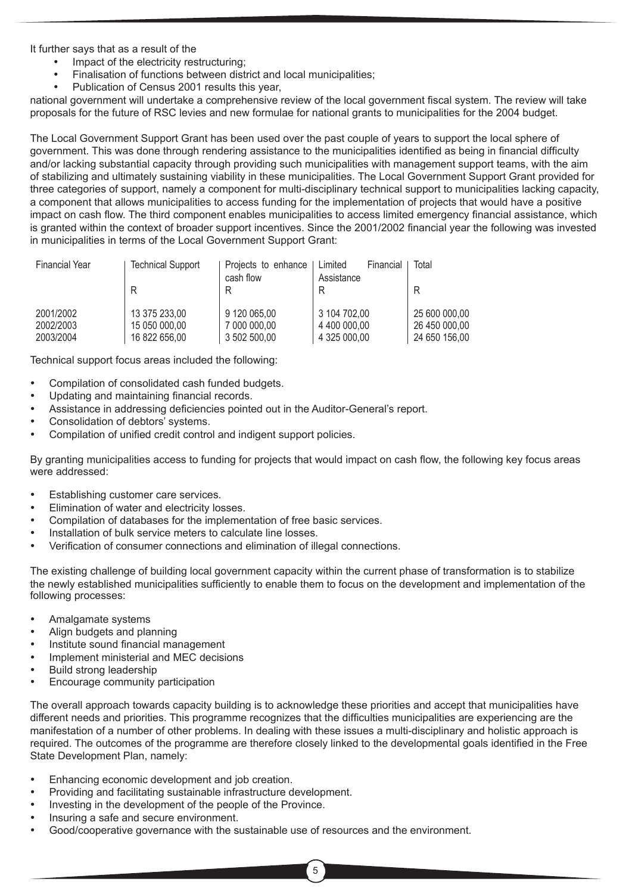It further says that as a result of the

- Impact of the electricity restructuring;
- Finalisation of functions between district and local municipalities;
- Publication of Census 2001 results this year,

national government will undertake a comprehensive review of the local government fiscal system. The review will take proposals for the future of RSC levies and new formulae for national grants to municipalities for the 2004 budget.

The Local Government Support Grant has been used over the past couple of years to support the local sphere of government. This was done through rendering assistance to the municipalities identified as being in financial difficulty and/or lacking substantial capacity through providing such municipalities with management support teams, with the aim of stabilizing and ultimately sustaining viability in these municipalities. The Local Government Support Grant provided for three categories of support, namely a component for multi-disciplinary technical support to municipalities lacking capacity, a component that allows municipalities to access funding for the implementation of projects that would have a positive impact on cash flow. The third component enables municipalities to access limited emergency financial assistance, which is granted within the context of broader support incentives. Since the 2001/2002 financial year the following was invested in municipalities in terms of the Local Government Support Grant:

| Financial Year | Technical Support | Projects to enhance cash flow | Limited Financial Assistance | Total |
|---|---|---|---|---|
| | R | R | R | R |
| 2001/2002 | 13 375 233,00 | 9 120 065,00 | 3 104 702,00 | 25 600 000,00 |
| 2002/2003 | 15 050 000,00 | 7 000 000,00 | 4 400 000,00 | 26 450 000,00 |
| 2003/2004 | 16 822 656,00 | 3 502 500,00 | 4 325 000,00 | 24 650 156,00 |

Technical support focus areas included the following:

- Compilation of consolidated cash funded budgets.
- Updating and maintaining financial records.
- Assistance in addressing deficiencies pointed out in the Auditor-General's report.
- Consolidation of debtors' systems.
- Compilation of unified credit control and indigent support policies.

By granting municipalities access to funding for projects that would impact on cash flow, the following key focus areas were addressed:

- Establishing customer care services.
- Elimination of water and electricity losses.
- Compilation of databases for the implementation of free basic services.
- Installation of bulk service meters to calculate line losses.
- Verification of consumer connections and elimination of illegal connections.

The existing challenge of building local government capacity within the current phase of transformation is to stabilize the newly established municipalities sufficiently to enable them to focus on the development and implementation of the following processes:

- Amalgamate systems
- Align budgets and planning
- Institute sound financial management
- Implement ministerial and MEC decisions
- Build strong leadership
- Encourage community participation

The overall approach towards capacity building is to acknowledge these priorities and accept that municipalities have different needs and priorities. This programme recognizes that the difficulties municipalities are experiencing are the manifestation of a number of other problems. In dealing with these issues a multi-disciplinary and holistic approach is required. The outcomes of the programme are therefore closely linked to the developmental goals identified in the Free State Development Plan, namely:

- Enhancing economic development and job creation.
- Providing and facilitating sustainable infrastructure development.
- Investing in the development of the people of the Province.
- Insuring a safe and secure environment.
- Good/cooperative governance with the sustainable use of resources and the environment.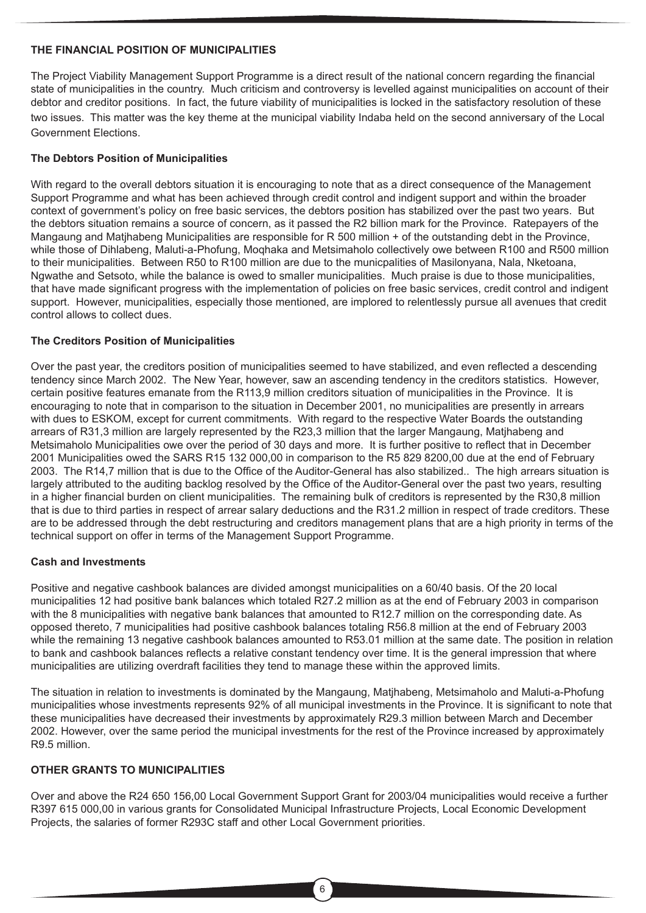## THE FINANCIAL POSITION OF MUNICIPALITIES

The Project Viability Management Support Programme is a direct result of the national concern regarding the financial state of municipalities in the country. Much criticism and controversy is levelled against municipalities on account of their debtor and creditor positions. In fact, the future viability of municipalities is locked in the satisfactory resolution of these two issues. This matter was the key theme at the municipal viability Indaba held on the second anniversary of the Local Government Elections.

### The Debtors Position of Municipalities

With regard to the overall debtors situation it is encouraging to note that as a direct consequence of the Management Support Programme and what has been achieved through credit control and indigent support and within the broader context of government's policy on free basic services, the debtors position has stabilized over the past two years. But the debtors situation remains a source of concern, as it passed the R2 billion mark for the Province. Ratepayers of the Mangaung and Matjhabeng Municipalities are responsible for R 500 million + of the outstanding debt in the Province, while those of Dihlabeng, Maluti-a-Phofung, Moqhaka and Metsimaholo collectively owe between R100 and R500 million to their municipalities. Between R50 to R100 million are due to the municpalities of Masilonyana, Nala, Nketoana, Ngwathe and Setsoto, while the balance is owed to smaller municipalities. Much praise is due to those municipalities, that have made significant progress with the implementation of policies on free basic services, credit control and indigent support. However, municipalities, especially those mentioned, are implored to relentlessly pursue all avenues that credit control allows to collect dues.

### The Creditors Position of Municipalities

Over the past year, the creditors position of municipalities seemed to have stabilized, and even reflected a descending tendency since March 2002. The New Year, however, saw an ascending tendency in the creditors statistics. However, certain positive features emanate from the R113,9 million creditors situation of municipalities in the Province. It is encouraging to note that in comparison to the situation in December 2001, no municipalities are presently in arrears with dues to ESKOM, except for current commitments. With regard to the respective Water Boards the outstanding arrears of R31,3 million are largely represented by the R23,3 million that the larger Mangaung, Matjhabeng and Metsimaholo Municipalities owe over the period of 30 days and more. It is further positive to reflect that in December 2001 Municipalities owed the SARS R15 132 000,00 in comparison to the R5 829 8200,00 due at the end of February 2003. The R14,7 million that is due to the Office of the Auditor-General has also stabilized.. The high arrears situation is largely attributed to the auditing backlog resolved by the Office of the Auditor-General over the past two years, resulting in a higher financial burden on client municipalities. The remaining bulk of creditors is represented by the R30,8 million that is due to third parties in respect of arrear salary deductions and the R31.2 million in respect of trade creditors. These are to be addressed through the debt restructuring and creditors management plans that are a high priority in terms of the technical support on offer in terms of the Management Support Programme.

### Cash and Investments

Positive and negative cashbook balances are divided amongst municipalities on a 60/40 basis. Of the 20 local municipalities 12 had positive bank balances which totaled R27.2 million as at the end of February 2003 in comparison with the 8 municipalities with negative bank balances that amounted to R12.7 million on the corresponding date. As opposed thereto, 7 municipalities had positive cashbook balances totaling R56.8 million at the end of February 2003 while the remaining 13 negative cashbook balances amounted to R53.01 million at the same date. The position in relation to bank and cashbook balances reflects a relative constant tendency over time. It is the general impression that where municipalities are utilizing overdraft facilities they tend to manage these within the approved limits.

The situation in relation to investments is dominated by the Mangaung, Matjhabeng, Metsimaholo and Maluti-a-Phofung municipalities whose investments represents 92% of all municipal investments in the Province. It is significant to note that these municipalities have decreased their investments by approximately R29.3 million between March and December 2002. However, over the same period the municipal investments for the rest of the Province increased by approximately R9.5 million.

## OTHER GRANTS TO MUNICIPALITIES

Over and above the R24 650 156,00 Local Government Support Grant for 2003/04 municipalities would receive a further R397 615 000,00 in various grants for Consolidated Municipal Infrastructure Projects, Local Economic Development Projects, the salaries of former R293C staff and other Local Government priorities.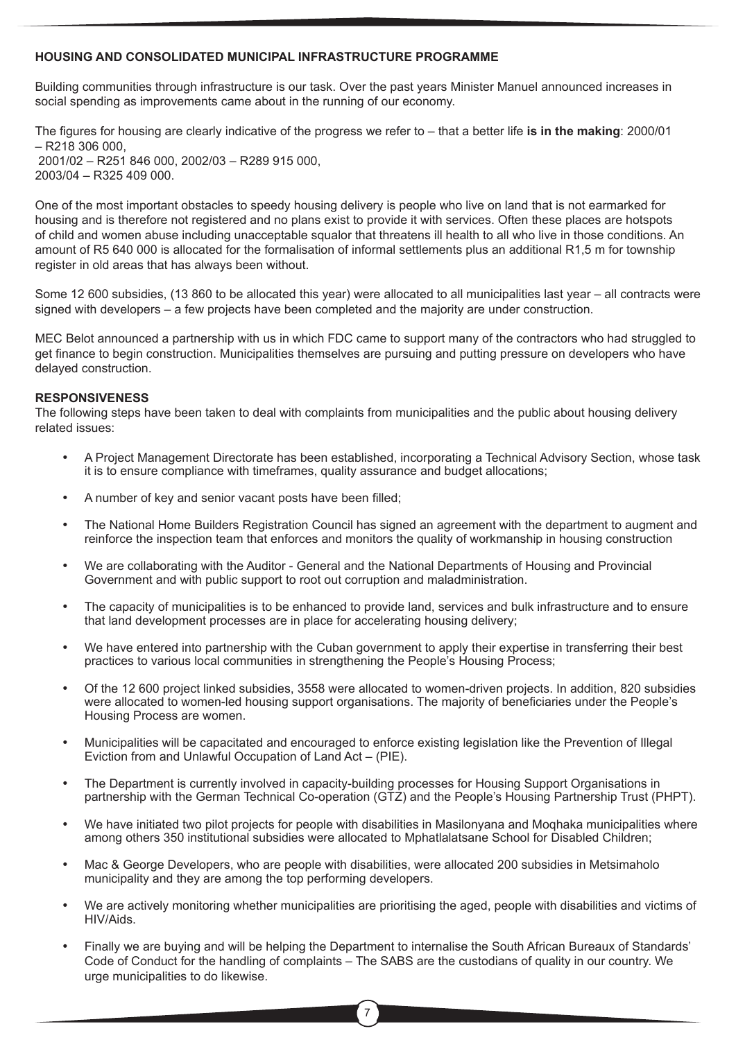**HOUSING AND CONSOLIDATED MUNICIPAL INFRASTRUCTURE PROGRAMME**

Building communities through infrastructure is our task. Over the past years Minister Manuel announced increases in social spending as improvements came about in the running of our economy.

The figures for housing are clearly indicative of the progress we refer to – that a better life **is in the making**: 2000/01 – R218 306 000,
2001/02 – R251 846 000, 2002/03 – R289 915 000,
2003/04 – R325 409 000.

One of the most important obstacles to speedy housing delivery is people who live on land that is not earmarked for housing and is therefore not registered and no plans exist to provide it with services. Often these places are hotspots of child and women abuse including unacceptable squalor that threatens ill health to all who live in those conditions. An amount of R5 640 000 is allocated for the formalisation of informal settlements plus an additional R1,5 m for township register in old areas that has always been without.

Some 12 600 subsidies, (13 860 to be allocated this year) were allocated to all municipalities last year – all contracts were signed with developers – a few projects have been completed and the majority are under construction.

MEC Belot announced a partnership with us in which FDC came to support many of the contractors who had struggled to get finance to begin construction. Municipalities themselves are pursuing and putting pressure on developers who have delayed construction.

**RESPONSIVENESS**

The following steps have been taken to deal with complaints from municipalities and the public about housing delivery related issues:

- A Project Management Directorate has been established, incorporating a Technical Advisory Section, whose task it is to ensure compliance with timeframes, quality assurance and budget allocations;
- A number of key and senior vacant posts have been filled;
- The National Home Builders Registration Council has signed an agreement with the department to augment and reinforce the inspection team that enforces and monitors the quality of workmanship in housing construction
- We are collaborating with the Auditor - General and the National Departments of Housing and Provincial Government and with public support to root out corruption and maladministration.
- The capacity of municipalities is to be enhanced to provide land, services and bulk infrastructure and to ensure that land development processes are in place for accelerating housing delivery;
- We have entered into partnership with the Cuban government to apply their expertise in transferring their best practices to various local communities in strengthening the People's Housing Process;
- Of the 12 600 project linked subsidies, 3558 were allocated to women-driven projects. In addition, 820 subsidies were allocated to women-led housing support organisations. The majority of beneficiaries under the People's Housing Process are women.
- Municipalities will be capacitated and encouraged to enforce existing legislation like the Prevention of Illegal Eviction from and Unlawful Occupation of Land Act – (PIE).
- The Department is currently involved in capacity-building processes for Housing Support Organisations in partnership with the German Technical Co-operation (GTZ) and the People's Housing Partnership Trust (PHPT).
- We have initiated two pilot projects for people with disabilities in Masilonyana and Moqhaka municipalities where among others 350 institutional subsidies were allocated to Mphatlalatsane School for Disabled Children;
- Mac & George Developers, who are people with disabilities, were allocated 200 subsidies in Metsimaholo municipality and they are among the top performing developers.
- We are actively monitoring whether municipalities are prioritising the aged, people with disabilities and victims of HIV/Aids.
- Finally we are buying and will be helping the Department to internalise the South African Bureaux of Standards' Code of Conduct for the handling of complaints – The SABS are the custodians of quality in our country. We urge municipalities to do likewise.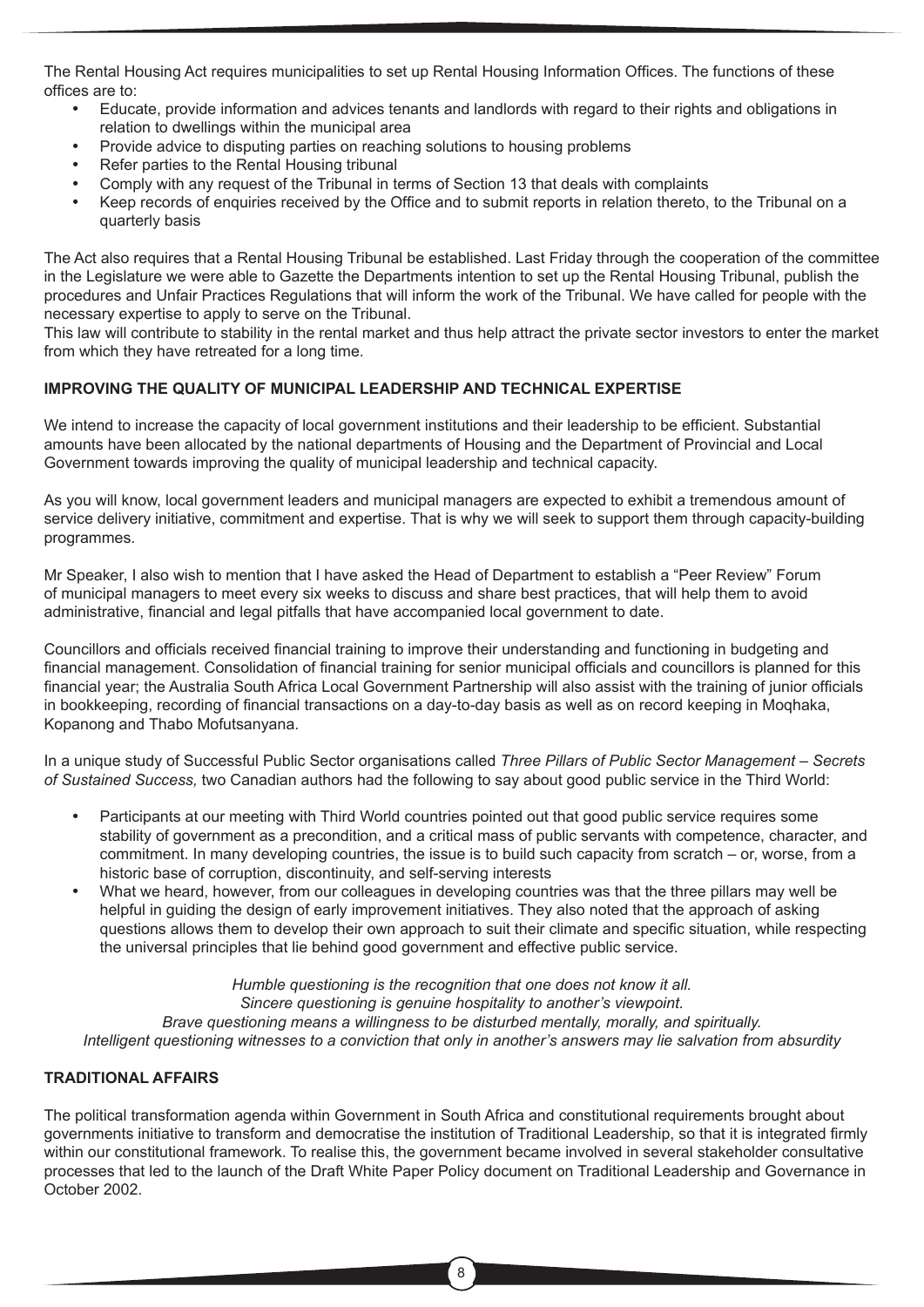The Rental Housing Act requires municipalities to set up Rental Housing Information Offices. The functions of these offices are to:

- Educate, provide information and advices tenants and landlords with regard to their rights and obligations in relation to dwellings within the municipal area
- Provide advice to disputing parties on reaching solutions to housing problems
- Refer parties to the Rental Housing tribunal
- Comply with any request of the Tribunal in terms of Section 13 that deals with complaints
- Keep records of enquiries received by the Office and to submit reports in relation thereto, to the Tribunal on a quarterly basis

The Act also requires that a Rental Housing Tribunal be established. Last Friday through the cooperation of the committee in the Legislature we were able to Gazette the Departments intention to set up the Rental Housing Tribunal, publish the procedures and Unfair Practices Regulations that will inform the work of the Tribunal. We have called for people with the necessary expertise to apply to serve on the Tribunal.

This law will contribute to stability in the rental market and thus help attract the private sector investors to enter the market from which they have retreated for a long time.

**IMPROVING THE QUALITY OF MUNICIPAL LEADERSHIP AND TECHNICAL EXPERTISE**

We intend to increase the capacity of local government institutions and their leadership to be efficient. Substantial amounts have been allocated by the national departments of Housing and the Department of Provincial and Local Government towards improving the quality of municipal leadership and technical capacity.

As you will know, local government leaders and municipal managers are expected to exhibit a tremendous amount of service delivery initiative, commitment and expertise. That is why we will seek to support them through capacity-building programmes.

Mr Speaker, I also wish to mention that I have asked the Head of Department to establish a "Peer Review" Forum of municipal managers to meet every six weeks to discuss and share best practices, that will help them to avoid administrative, financial and legal pitfalls that have accompanied local government to date.

Councillors and officials received financial training to improve their understanding and functioning in budgeting and financial management. Consolidation of financial training for senior municipal officials and councillors is planned for this financial year; the Australia South Africa Local Government Partnership will also assist with the training of junior officials in bookkeeping, recording of financial transactions on a day-to-day basis as well as on record keeping in Moqhaka, Kopanong and Thabo Mofutsanyana.

In a unique study of Successful Public Sector organisations called *Three Pillars of Public Sector Management – Secrets of Sustained Success,* two Canadian authors had the following to say about good public service in the Third World:

- Participants at our meeting with Third World countries pointed out that good public service requires some stability of government as a precondition, and a critical mass of public servants with competence, character, and commitment. In many developing countries, the issue is to build such capacity from scratch – or, worse, from a historic base of corruption, discontinuity, and self-serving interests
- What we heard, however, from our colleagues in developing countries was that the three pillars may well be helpful in guiding the design of early improvement initiatives. They also noted that the approach of asking questions allows them to develop their own approach to suit their climate and specific situation, while respecting the universal principles that lie behind good government and effective public service.

*Humble questioning is the recognition that one does not know it all.*
*Sincere questioning is genuine hospitality to another's viewpoint.*
*Brave questioning means a willingness to be disturbed mentally, morally, and spiritually.*
*Intelligent questioning witnesses to a conviction that only in another's answers may lie salvation from absurdity*

**TRADITIONAL AFFAIRS**

The political transformation agenda within Government in South Africa and constitutional requirements brought about governments initiative to transform and democratise the institution of Traditional Leadership, so that it is integrated firmly within our constitutional framework. To realise this, the government became involved in several stakeholder consultative processes that led to the launch of the Draft White Paper Policy document on Traditional Leadership and Governance in October 2002.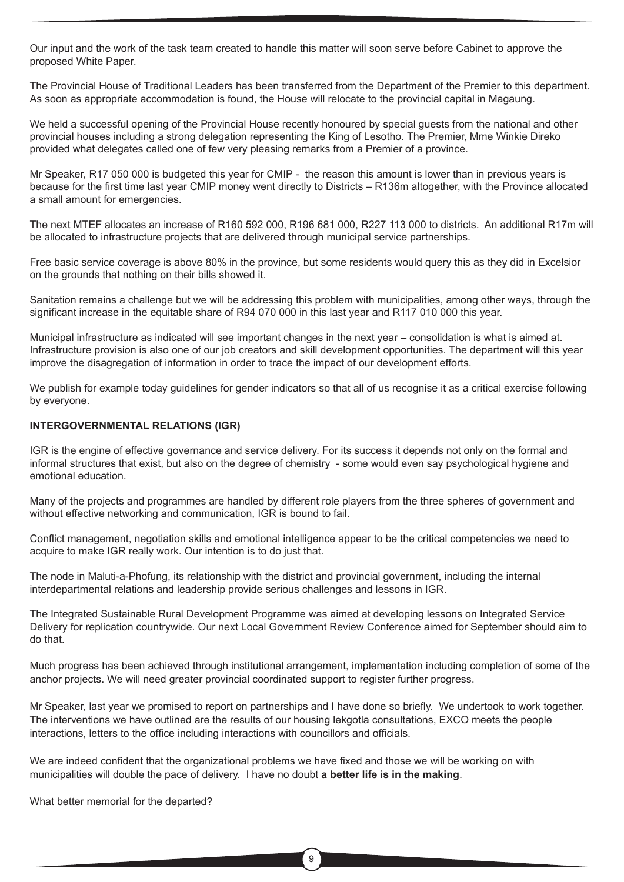Our input and the work of the task team created to handle this matter will soon serve before Cabinet to approve the proposed White Paper.

The Provincial House of Traditional Leaders has been transferred from the Department of the Premier to this department. As soon as appropriate accommodation is found, the House will relocate to the provincial capital in Magaung.

We held a successful opening of the Provincial House recently honoured by special guests from the national and other provincial houses including a strong delegation representing the King of Lesotho. The Premier, Mme Winkie Direko provided what delegates called one of few very pleasing remarks from a Premier of a province.

Mr Speaker, R17 050 000 is budgeted this year for CMIP - the reason this amount is lower than in previous years is because for the first time last year CMIP money went directly to Districts – R136m altogether, with the Province allocated a small amount for emergencies.

The next MTEF allocates an increase of R160 592 000, R196 681 000, R227 113 000 to districts. An additional R17m will be allocated to infrastructure projects that are delivered through municipal service partnerships.

Free basic service coverage is above 80% in the province, but some residents would query this as they did in Excelsior on the grounds that nothing on their bills showed it.

Sanitation remains a challenge but we will be addressing this problem with municipalities, among other ways, through the significant increase in the equitable share of R94 070 000 in this last year and R117 010 000 this year.

Municipal infrastructure as indicated will see important changes in the next year – consolidation is what is aimed at. Infrastructure provision is also one of our job creators and skill development opportunities. The department will this year improve the disagregation of information in order to trace the impact of our development efforts.

We publish for example today guidelines for gender indicators so that all of us recognise it as a critical exercise following by everyone.

## INTERGOVERNMENTAL RELATIONS (IGR)

IGR is the engine of effective governance and service delivery. For its success it depends not only on the formal and informal structures that exist, but also on the degree of chemistry - some would even say psychological hygiene and emotional education.

Many of the projects and programmes are handled by different role players from the three spheres of government and without effective networking and communication, IGR is bound to fail.

Conflict management, negotiation skills and emotional intelligence appear to be the critical competencies we need to acquire to make IGR really work. Our intention is to do just that.

The node in Maluti-a-Phofung, its relationship with the district and provincial government, including the internal interdepartmental relations and leadership provide serious challenges and lessons in IGR.

The Integrated Sustainable Rural Development Programme was aimed at developing lessons on Integrated Service Delivery for replication countrywide. Our next Local Government Review Conference aimed for September should aim to do that.

Much progress has been achieved through institutional arrangement, implementation including completion of some of the anchor projects. We will need greater provincial coordinated support to register further progress.

Mr Speaker, last year we promised to report on partnerships and I have done so briefly. We undertook to work together. The interventions we have outlined are the results of our housing lekgotla consultations, EXCO meets the people interactions, letters to the office including interactions with councillors and officials.

We are indeed confident that the organizational problems we have fixed and those we will be working on with municipalities will double the pace of delivery. I have no doubt **a better life is in the making**.

What better memorial for the departed?